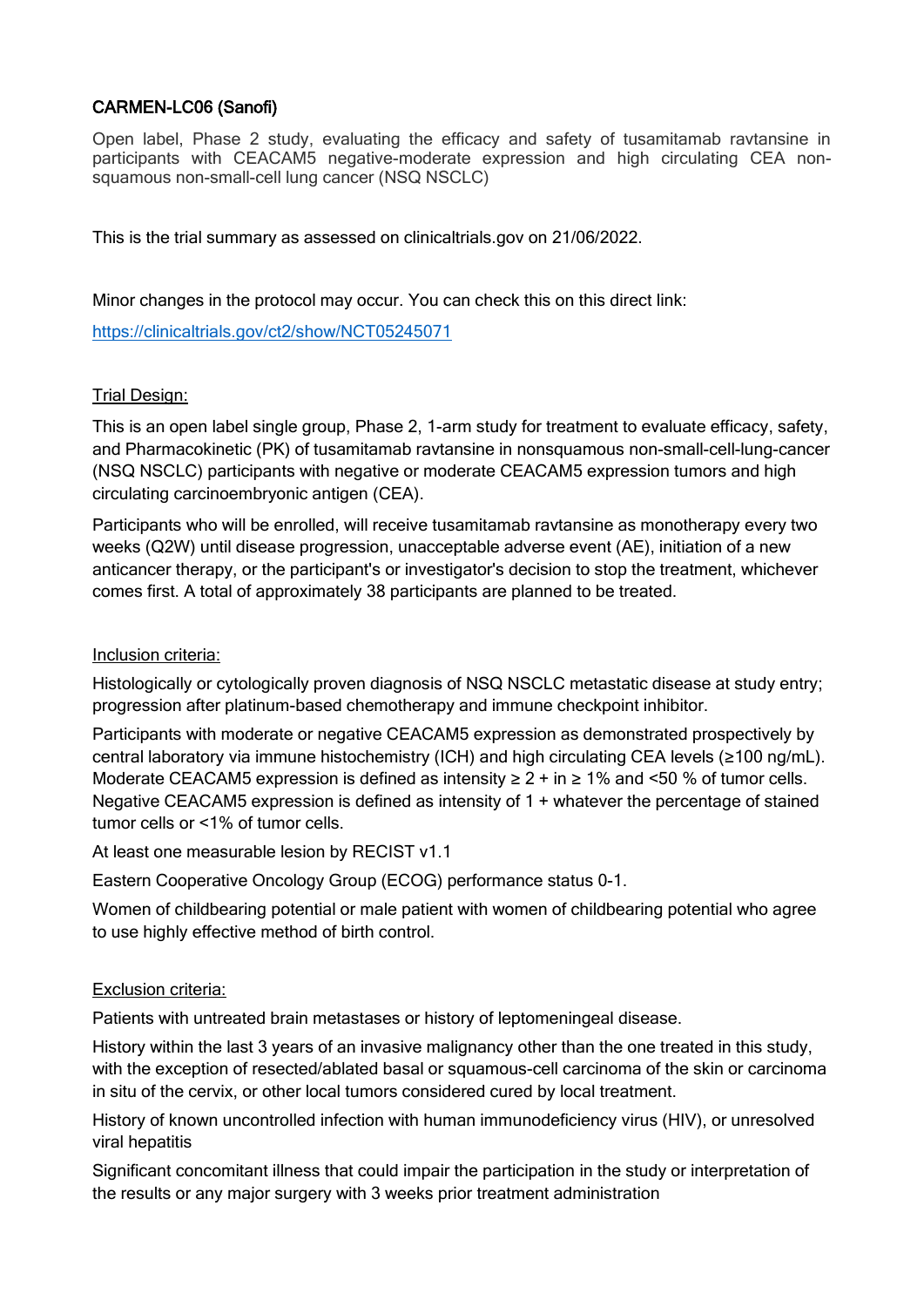## CARMEN-LC06 (Sanofi)

Open label, Phase 2 study, evaluating the efficacy and safety of tusamitamab ravtansine in participants with CEACAM5 negative-moderate expression and high circulating CEA non-squamous non-small-cell lung cancer (NSQ NSCLC)

This is the trial summary as assessed on clinicaltrials.gov on 21/06/2022.

Minor changes in the protocol may occur. You can check this on this direct link:

https://clinicaltrials.gov/ct2/show/NCT05245071

### Trial Design:

This is an open label single group, Phase 2, 1-arm study for treatment to evaluate efficacy, safety, and Pharmacokinetic (PK) of tusamitamab ravtansine in nonsquamous non-small-cell-lung-cancer (NSQ NSCLC) participants with negative or moderate CEACAM5 expression tumors and high circulating carcinoembryonic antigen (CEA).

Participants who will be enrolled, will receive tusamitamab ravtansine as monotherapy every two weeks (Q2W) until disease progression, unacceptable adverse event (AE), initiation of a new anticancer therapy, or the participant's or investigator's decision to stop the treatment, whichever comes first. A total of approximately 38 participants are planned to be treated.

### Inclusion criteria:

Histologically or cytologically proven diagnosis of NSQ NSCLC metastatic disease at study entry; progression after platinum-based chemotherapy and immune checkpoint inhibitor.

Participants with moderate or negative CEACAM5 expression as demonstrated prospectively by central laboratory via immune histochemistry (ICH) and high circulating CEA levels (≥100 ng/mL). Moderate CEACAM5 expression is defined as intensity ≥ 2 + in ≥ 1% and <50 % of tumor cells. Negative CEACAM5 expression is defined as intensity of 1 + whatever the percentage of stained tumor cells or <1% of tumor cells.

At least one measurable lesion by RECIST v1.1

Eastern Cooperative Oncology Group (ECOG) performance status 0-1.

Women of childbearing potential or male patient with women of childbearing potential who agree to use highly effective method of birth control.

### Exclusion criteria:

Patients with untreated brain metastases or history of leptomeningeal disease.

History within the last 3 years of an invasive malignancy other than the one treated in this study, with the exception of resected/ablated basal or squamous-cell carcinoma of the skin or carcinoma in situ of the cervix, or other local tumors considered cured by local treatment.

History of known uncontrolled infection with human immunodeficiency virus (HIV), or unresolved viral hepatitis

Significant concomitant illness that could impair the participation in the study or interpretation of the results or any major surgery with 3 weeks prior treatment administration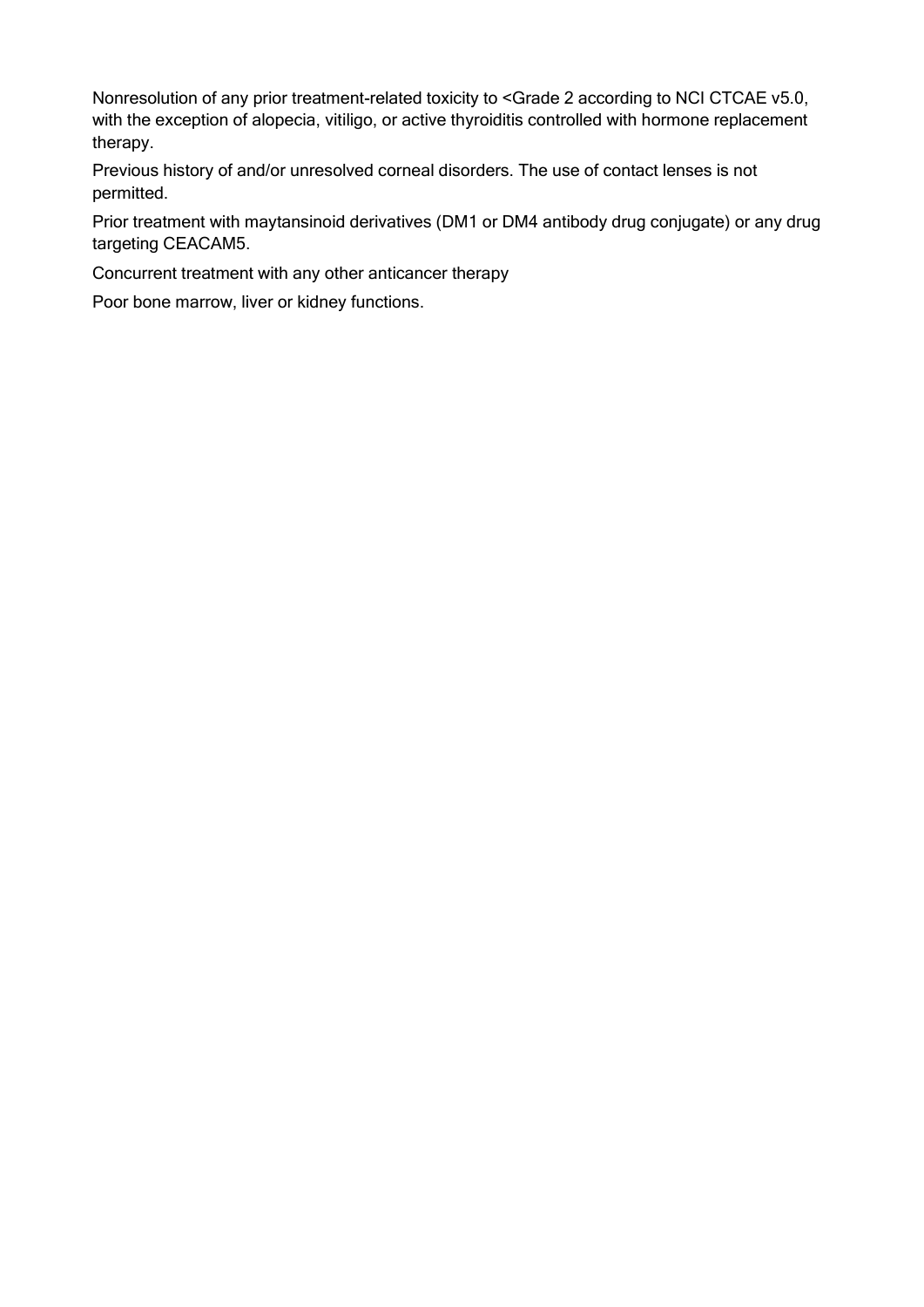Nonresolution of any prior treatment-related toxicity to <Grade 2 according to NCI CTCAE v5.0, with the exception of alopecia, vitiligo, or active thyroiditis controlled with hormone replacement therapy.

Previous history of and/or unresolved corneal disorders. The use of contact lenses is not permitted.

Prior treatment with maytansinoid derivatives (DM1 or DM4 antibody drug conjugate) or any drug targeting CEACAM5.

Concurrent treatment with any other anticancer therapy

Poor bone marrow, liver or kidney functions.